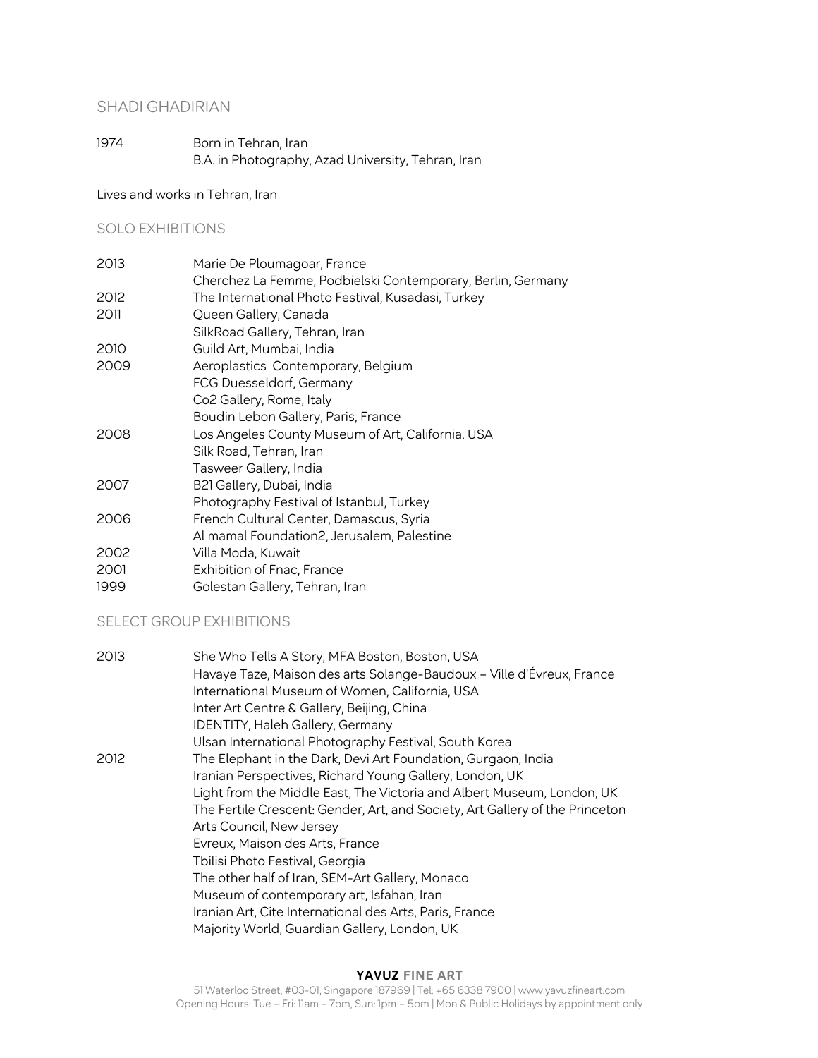# SHADI GHADIRIAN

| | |
|---|---|
| 1974 | Born in Tehran, Iran |
| | B.A. in Photography, Azad University, Tehran, Iran |

Lives and works in Tehran, Iran

## SOLO EXHIBITIONS

| | |
|---|---|
| 2013 | Marie De Ploumagoar, France |
| | Cherchez La Femme, Podbielski Contemporary, Berlin, Germany |
| 2012 | The International Photo Festival, Kusadasi, Turkey |
| 2011 | Queen Gallery, Canada |
| | SilkRoad Gallery, Tehran, Iran |
| 2010 | Guild Art, Mumbai, India |
| 2009 | Aeroplastics Contemporary, Belgium |
| | FCG Duesseldorf, Germany |
| | Co2 Gallery, Rome, Italy |
| | Boudin Lebon Gallery, Paris, France |
| 2008 | Los Angeles County Museum of Art, California. USA |
| | Silk Road, Tehran, Iran |
| | Tasweer Gallery, India |
| 2007 | B21 Gallery, Dubai, India |
| | Photography Festival of Istanbul, Turkey |
| 2006 | French Cultural Center, Damascus, Syria |
| | Al mamal Foundation2, Jerusalem, Palestine |
| 2002 | Villa Moda, Kuwait |
| 2001 | Exhibition of Fnac, France |
| 1999 | Golestan Gallery, Tehran, Iran |

## SELECT GROUP EXHIBITIONS

| | |
|---|---|
| 2013 | She Who Tells A Story, MFA Boston, Boston, USA |
| | Havaye Taze, Maison des arts Solange-Baudoux – Ville d'Évreux, France |
| | International Museum of Women, California, USA |
| | Inter Art Centre & Gallery, Beijing, China |
| | IDENTITY, Haleh Gallery, Germany |
| | Ulsan International Photography Festival, South Korea |
| 2012 | The Elephant in the Dark, Devi Art Foundation, Gurgaon, India |
| | Iranian Perspectives, Richard Young Gallery, London, UK |
| | Light from the Middle East, The Victoria and Albert Museum, London, UK |
| | The Fertile Crescent: Gender, Art, and Society, Art Gallery of the Princeton Arts Council, New Jersey |
| | Evreux, Maison des Arts, France |
| | Tbilisi Photo Festival, Georgia |
| | The other half of Iran, SEM-Art Gallery, Monaco |
| | Museum of contemporary art, Isfahan, Iran |
| | Iranian Art, Cite International des Arts, Paris, France |
| | Majority World, Guardian Gallery, London, UK |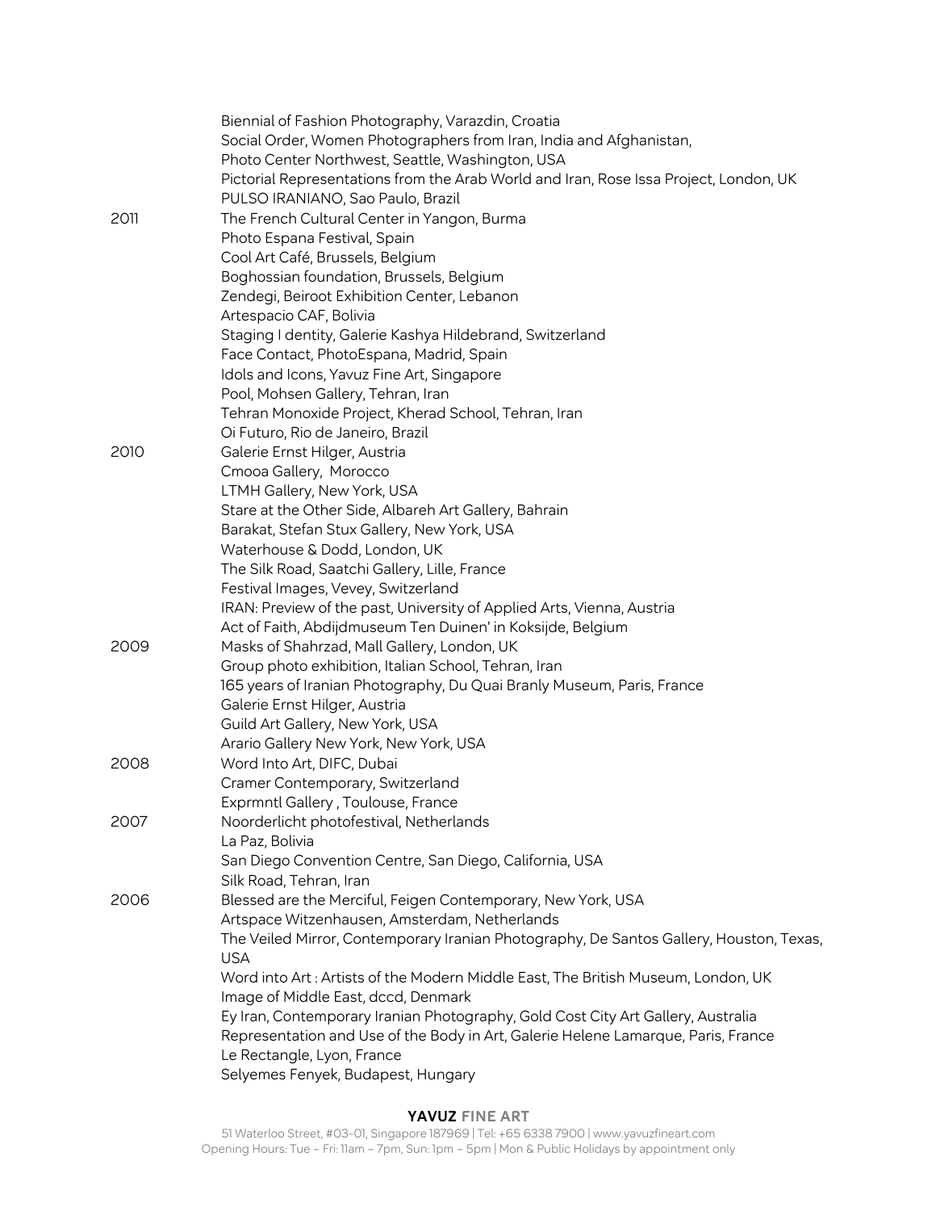Biennial of Fashion Photography, Varazdin, Croatia
Social Order, Women Photographers from Iran, India and Afghanistan, Photo Center Northwest, Seattle, Washington, USA
Pictorial Representations from the Arab World and Iran, Rose Issa Project, London, UK
PULSO IRANIANO, Sao Paulo, Brazil

**2011**
The French Cultural Center in Yangon, Burma
Photo Espana Festival, Spain
Cool Art Café, Brussels, Belgium
Boghossian foundation, Brussels, Belgium
Zendegi, Beiroot Exhibition Center, Lebanon
Artespacio CAF, Bolivia
Staging I dentity, Galerie Kashya Hildebrand, Switzerland
Face Contact, PhotoEspana, Madrid, Spain
Idols and Icons, Yavuz Fine Art, Singapore
Pool, Mohsen Gallery, Tehran, Iran
Tehran Monoxide Project, Kherad School, Tehran, Iran
Oi Futuro, Rio de Janeiro, Brazil

**2010**
Galerie Ernst Hilger, Austria
Cmooa Gallery, Morocco
LTMH Gallery, New York, USA
Stare at the Other Side, Albareh Art Gallery, Bahrain
Barakat, Stefan Stux Gallery, New York, USA
Waterhouse & Dodd, London, UK
The Silk Road, Saatchi Gallery, Lille, France
Festival Images, Vevey, Switzerland
IRAN: Preview of the past, University of Applied Arts, Vienna, Austria
Act of Faith, Abdijdmuseum Ten Duinen' in Koksijde, Belgium

**2009**
Masks of Shahrzad, Mall Gallery, London, UK
Group photo exhibition, Italian School, Tehran, Iran
165 years of Iranian Photography, Du Quai Branly Museum, Paris, France
Galerie Ernst Hilger, Austria
Guild Art Gallery, New York, USA
Arario Gallery New York, New York, USA

**2008**
Word Into Art, DIFC, Dubai
Cramer Contemporary, Switzerland
Exprmntl Gallery , Toulouse, France

**2007**
Noorderlicht photofestival, Netherlands
La Paz, Bolivia
San Diego Convention Centre, San Diego, California, USA
Silk Road, Tehran, Iran

**2006**
Blessed are the Merciful, Feigen Contemporary, New York, USA
Artspace Witzenhausen, Amsterdam, Netherlands
The Veiled Mirror, Contemporary Iranian Photography, De Santos Gallery, Houston, Texas, USA
Word into Art : Artists of the Modern Middle East, The British Museum, London, UK
Image of Middle East, dccd, Denmark
Ey Iran, Contemporary Iranian Photography, Gold Cost City Art Gallery, Australia
Representation and Use of the Body in Art, Galerie Helene Lamarque, Paris, France
Le Rectangle, Lyon, France
Selyemes Fenyek, Budapest, Hungary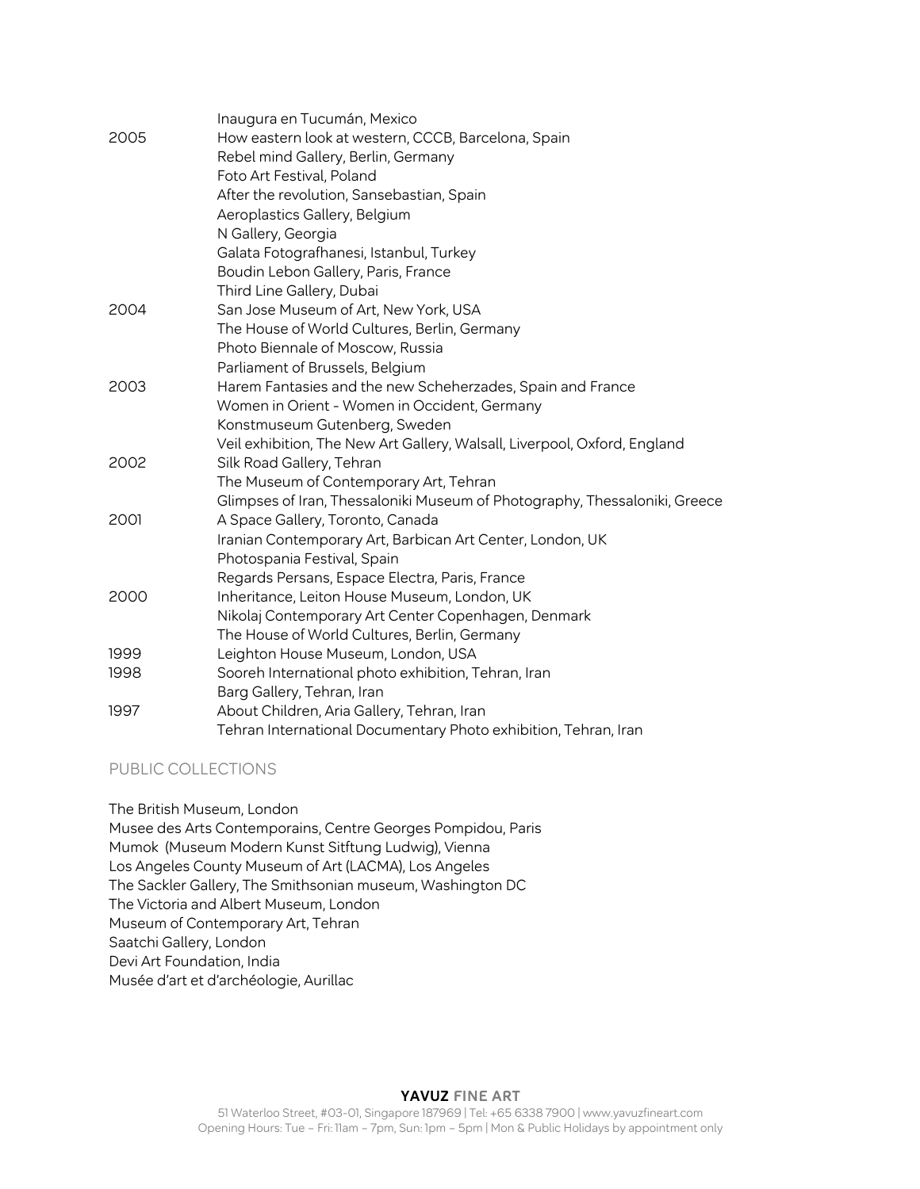| | |
|---|---|
| | Inaugura en Tucumán, Mexico |
| 2005 | How eastern look at western, CCCB, Barcelona, Spain |
| | Rebel mind Gallery, Berlin, Germany |
| | Foto Art Festival, Poland |
| | After the revolution, Sansebastian, Spain |
| | Aeroplastics Gallery, Belgium |
| | N Gallery, Georgia |
| | Galata Fotografhanesi, Istanbul, Turkey |
| | Boudin Lebon Gallery, Paris, France |
| | Third Line Gallery, Dubai |
| 2004 | San Jose Museum of Art, New York, USA |
| | The House of World Cultures, Berlin, Germany |
| | Photo Biennale of Moscow, Russia |
| | Parliament of Brussels, Belgium |
| 2003 | Harem Fantasies and the new Scheherzades, Spain and France |
| | Women in Orient - Women in Occident, Germany |
| | Konstmuseum Gutenberg, Sweden |
| | Veil exhibition, The New Art Gallery, Walsall, Liverpool, Oxford, England |
| 2002 | Silk Road Gallery, Tehran |
| | The Museum of Contemporary Art, Tehran |
| | Glimpses of Iran, Thessaloniki Museum of Photography, Thessaloniki, Greece |
| 2001 | A Space Gallery, Toronto, Canada |
| | Iranian Contemporary Art, Barbican Art Center, London, UK |
| | Photospania Festival, Spain |
| | Regards Persans, Espace Electra, Paris, France |
| 2000 | Inheritance, Leiton House Museum, London, UK |
| | Nikolaj Contemporary Art Center Copenhagen, Denmark |
| | The House of World Cultures, Berlin, Germany |
| 1999 | Leighton House Museum, London, USA |
| 1998 | Sooreh International photo exhibition, Tehran, Iran |
| | Barg Gallery, Tehran, Iran |
| 1997 | About Children, Aria Gallery, Tehran, Iran |
| | Tehran International Documentary Photo exhibition, Tehran, Iran |

## PUBLIC COLLECTIONS

The British Museum, London
Musee des Arts Contemporains, Centre Georges Pompidou, Paris
Mumok (Museum Modern Kunst Sitftung Ludwig), Vienna
Los Angeles County Museum of Art (LACMA), Los Angeles
The Sackler Gallery, The Smithsonian museum, Washington DC
The Victoria and Albert Museum, London
Museum of Contemporary Art, Tehran
Saatchi Gallery, London
Devi Art Foundation, India
Musée d'art et d'archéologie, Aurillac